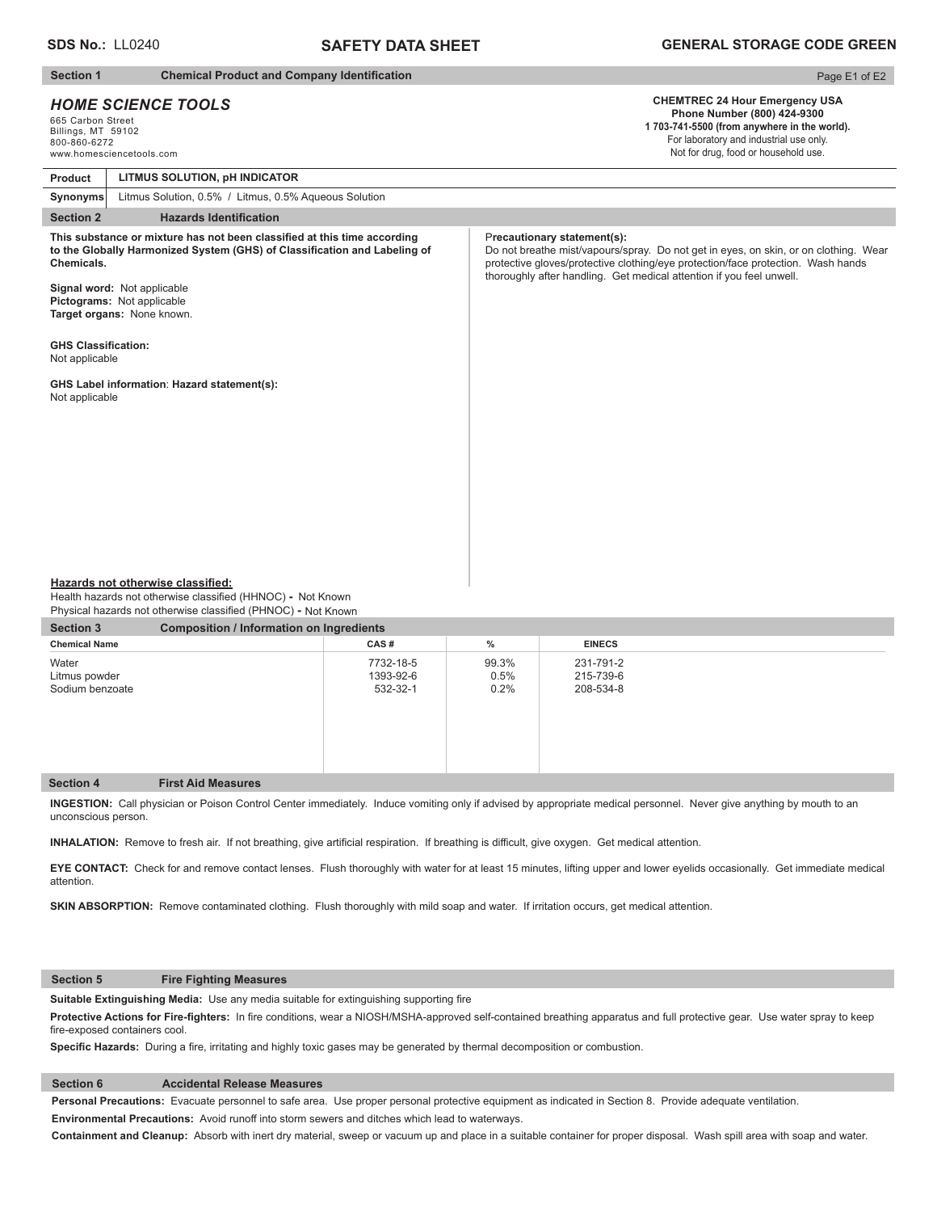**SDS No.:** LL0240

# SAFETY DATA SHEET

**GENERAL STORAGE CODE GREEN**

## Section 1 Chemical Product and Company Identification

### *HOME SCIENCE TOOLS*

665 Carbon Street
Billings, MT 59102
800-860-6272
www.homesciencetools.com

**CHEMTREC 24 Hour Emergency USA**
**Phone Number (800) 424-9300**
**1 703-741-5500 (from anywhere in the world).**
For laboratory and industrial use only.
Not for drug, food or household use.

| | |
|---|---|
| **Product** | **LITMUS SOLUTION, pH INDICATOR** |
| **Synonyms** | Litmus Solution, 0.5% / Litmus, 0.5% Aqueous Solution |

## Section 2 Hazards Identification

**This substance or mixture has not been classified at this time according to the Globally Harmonized System (GHS) of Classification and Labeling of Chemicals.**

**Signal word:** Not applicable
**Pictograms:** Not applicable
**Target organs:** None known.

**GHS Classification:**
Not applicable

**GHS Label information**: **Hazard statement(s):**
Not applicable

**Precautionary statement(s):**
Do not breathe mist/vapours/spray. Do not get in eyes, on skin, or on clothing. Wear protective gloves/protective clothing/eye protection/face protection. Wash hands thoroughly after handling. Get medical attention if you feel unwell.

**Hazards not otherwise classified:**
Health hazards not otherwise classified (HHNOC) - Not Known
Physical hazards not otherwise classified (PHNOC) - Not Known

## Section 3 Composition / Information on Ingredients

| Chemical Name | CAS # | % | EINECS |
|---|---|---|---|
| Water | 7732-18-5 | 99.3% | 231-791-2 |
| Litmus powder | 1393-92-6 | 0.5% | 215-739-6 |
| Sodium benzoate | 532-32-1 | 0.2% | 208-534-8 |

## Section 4 First Aid Measures

**INGESTION:** Call physician or Poison Control Center immediately. Induce vomiting only if advised by appropriate medical personnel. Never give anything by mouth to an unconscious person.

**INHALATION:** Remove to fresh air. If not breathing, give artificial respiration. If breathing is difficult, give oxygen. Get medical attention.

**EYE CONTACT:** Check for and remove contact lenses. Flush thoroughly with water for at least 15 minutes, lifting upper and lower eyelids occasionally. Get immediate medical attention.

**SKIN ABSORPTION:** Remove contaminated clothing. Flush thoroughly with mild soap and water. If irritation occurs, get medical attention.

## Section 5 Fire Fighting Measures

**Suitable Extinguishing Media:** Use any media suitable for extinguishing supporting fire

**Protective Actions for Fire-fighters:** In fire conditions, wear a NIOSH/MSHA-approved self-contained breathing apparatus and full protective gear. Use water spray to keep fire-exposed containers cool.

**Specific Hazards:** During a fire, irritating and highly toxic gases may be generated by thermal decomposition or combustion.

## Section 6 Accidental Release Measures

**Personal Precautions:** Evacuate personnel to safe area. Use proper personal protective equipment as indicated in Section 8. Provide adequate ventilation.

**Environmental Precautions:** Avoid runoff into storm sewers and ditches which lead to waterways.

**Containment and Cleanup:** Absorb with inert dry material, sweep or vacuum up and place in a suitable container for proper disposal. Wash spill area with soap and water.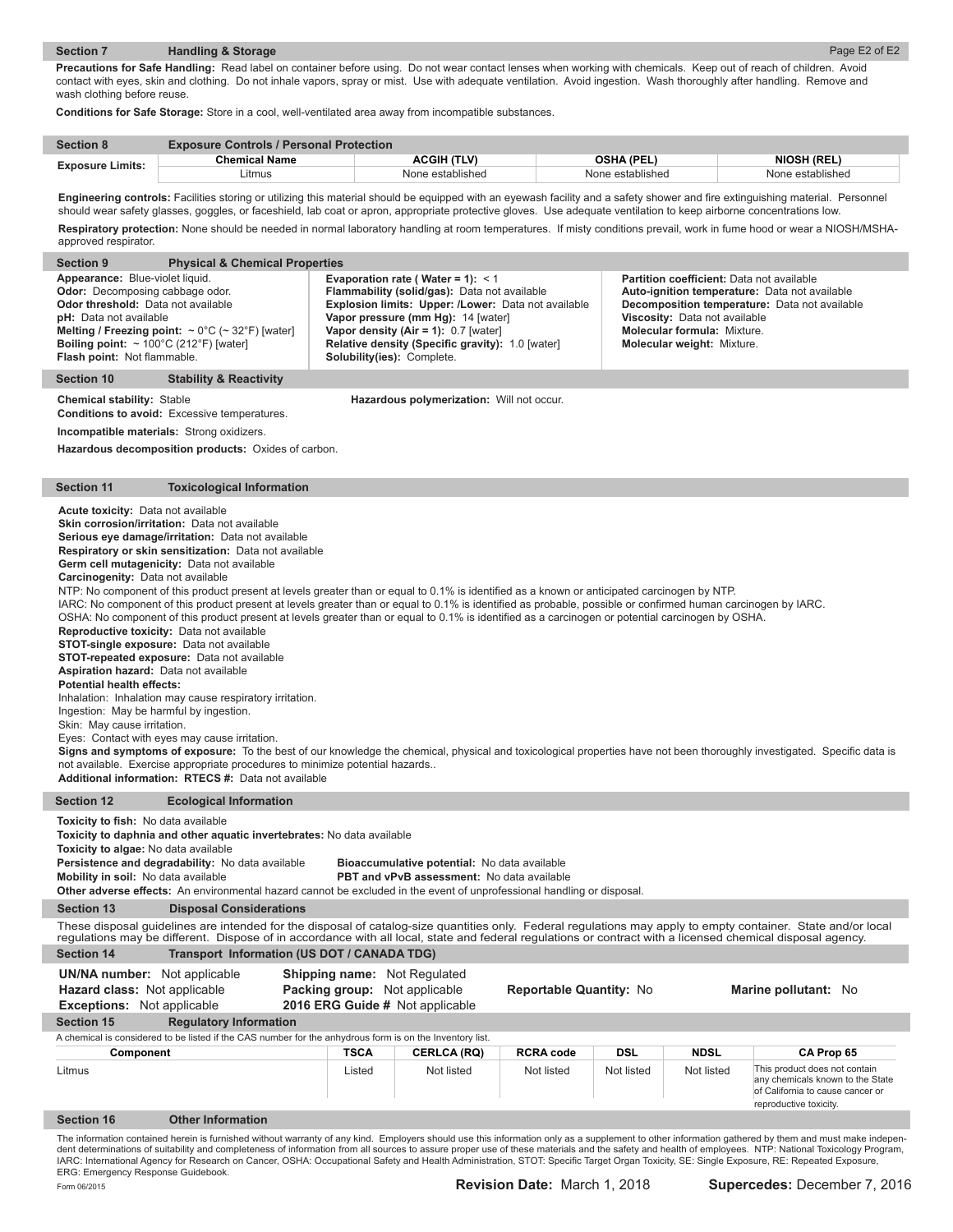## Section 7 Handling & Storage

**Precautions for Safe Handling:** Read label on container before using. Do not wear contact lenses when working with chemicals. Keep out of reach of children. Avoid contact with eyes, skin and clothing. Do not inhale vapors, spray or mist. Use with adequate ventilation. Avoid ingestion. Wash thoroughly after handling. Remove and wash clothing before reuse.

**Conditions for Safe Storage:** Store in a cool, well-ventilated area away from incompatible substances.

## Section 8 Exposure Controls / Personal Protection

| Exposure Limits: | Chemical Name | ACGIH (TLV) | OSHA (PEL) | NIOSH (REL) |
|---|---|---|---|---|
| | Litmus | None established | None established | None established |

**Engineering controls:** Facilities storing or utilizing this material should be equipped with an eyewash facility and a safety shower and fire extinguishing material. Personnel should wear safety glasses, goggles, or faceshield, lab coat or apron, appropriate protective gloves. Use adequate ventilation to keep airborne concentrations low.

**Respiratory protection:** None should be needed in normal laboratory handling at room temperatures. If misty conditions prevail, work in fume hood or wear a NIOSH/MSHA-approved respirator.

## Section 9 Physical & Chemical Properties

**Appearance:** Blue-violet liquid.
**Odor:** Decomposing cabbage odor.
**Odor threshold:** Data not available
**pH:** Data not available
**Melting / Freezing point:** ~ 0°C (~ 32°F) [water]
**Boiling point:** ~ 100°C (212°F) [water]
**Flash point:** Not flammable.

**Evaporation rate ( Water = 1):** < 1
**Flammability (solid/gas):** Data not available
**Explosion limits: Upper: /Lower:** Data not available
**Vapor pressure (mm Hg):** 14 [water]
**Vapor density (Air = 1):** 0.7 [water]
**Relative density (Specific gravity):** 1.0 [water]
**Solubility(ies):** Complete.

**Partition coefficient:** Data not available
**Auto-ignition temperature:** Data not available
**Decomposition temperature:** Data not available
**Viscosity:** Data not available
**Molecular formula:** Mixture.
**Molecular weight:** Mixture.

## Section 10 Stability & Reactivity

**Chemical stability:** Stable
**Hazardous polymerization:** Will not occur.
**Conditions to avoid:** Excessive temperatures.

**Incompatible materials:** Strong oxidizers.

**Hazardous decomposition products:** Oxides of carbon.

## Section 11 Toxicological Information

**Acute toxicity:** Data not available
**Skin corrosion/irritation:** Data not available
**Serious eye damage/irritation:** Data not available
**Respiratory or skin sensitization:** Data not available
**Germ cell mutagenicity:** Data not available
**Carcinogenity:** Data not available
NTP: No component of this product present at levels greater than or equal to 0.1% is identified as a known or anticipated carcinogen by NTP.
IARC: No component of this product present at levels greater than or equal to 0.1% is identified as probable, possible or confirmed human carcinogen by IARC.
OSHA: No component of this product present at levels greater than or equal to 0.1% is identified as a carcinogen or potential carcinogen by OSHA.
**Reproductive toxicity:** Data not available
**STOT-single exposure:** Data not available
**STOT-repeated exposure:** Data not available
**Aspiration hazard:** Data not available
**Potential health effects:**
Inhalation: Inhalation may cause respiratory irritation.
Ingestion: May be harmful by ingestion.
Skin: May cause irritation.
Eyes: Contact with eyes may cause irritation.
**Signs and symptoms of exposure:** To the best of our knowledge the chemical, physical and toxicological properties have not been thoroughly investigated. Specific data is not available. Exercise appropriate procedures to minimize potential hazards..
**Additional information: RTECS #:** Data not available

## Section 12 Ecological Information

**Toxicity to fish:** No data available
**Toxicity to daphnia and other aquatic invertebrates:** No data available
**Toxicity to algae:** No data available
**Persistence and degradability:** No data available
**Bioaccumulative potential:** No data available
**Mobility in soil:** No data available
**PBT and vPvB assessment:** No data available
**Other adverse effects:** An environmental hazard cannot be excluded in the event of unprofessional handling or disposal.

## Section 13 Disposal Considerations

These disposal guidelines are intended for the disposal of catalog-size quantities only. Federal regulations may apply to empty container. State and/or local regulations may be different. Dispose of in accordance with all local, state and federal regulations or contract with a licensed chemical disposal agency.

## Section 14 Transport Information (US DOT / CANADA TDG)

**UN/NA number:** Not applicable
**Hazard class:** Not applicable
**Exceptions:** Not applicable
**Shipping name:** Not Regulated
**Packing group:** Not applicable
**2016 ERG Guide #** Not applicable
**Reportable Quantity:** No
**Marine pollutant:** No

## Section 15 Regulatory Information

A chemical is considered to be listed if the CAS number for the anhydrous form is on the Inventory list.

| Component | TSCA | CERLCA (RQ) | RCRA code | DSL | NDSL | CA Prop 65 |
|---|---|---|---|---|---|---|
| Litmus | Listed | Not listed | Not listed | Not listed | Not listed | This product does not contain any chemicals known to the State of California to cause cancer or reproductive toxicity. |

## Section 16 Other Information

The information contained herein is furnished without warranty of any kind. Employers should use this information only as a supplement to other information gathered by them and must make independent determinations of suitability and completeness of information from all sources to assure proper use of these materials and the safety and health of employees. NTP: National Toxicology Program, IARC: International Agency for Research on Cancer, OSHA: Occupational Safety and Health Administration, STOT: Specific Target Organ Toxicity, SE: Single Exposure, RE: Repeated Exposure, ERG: Emergency Response Guidebook.

Form 06/2015

**Revision Date:** March 1, 2018 **Supercedes:** December 7, 2016